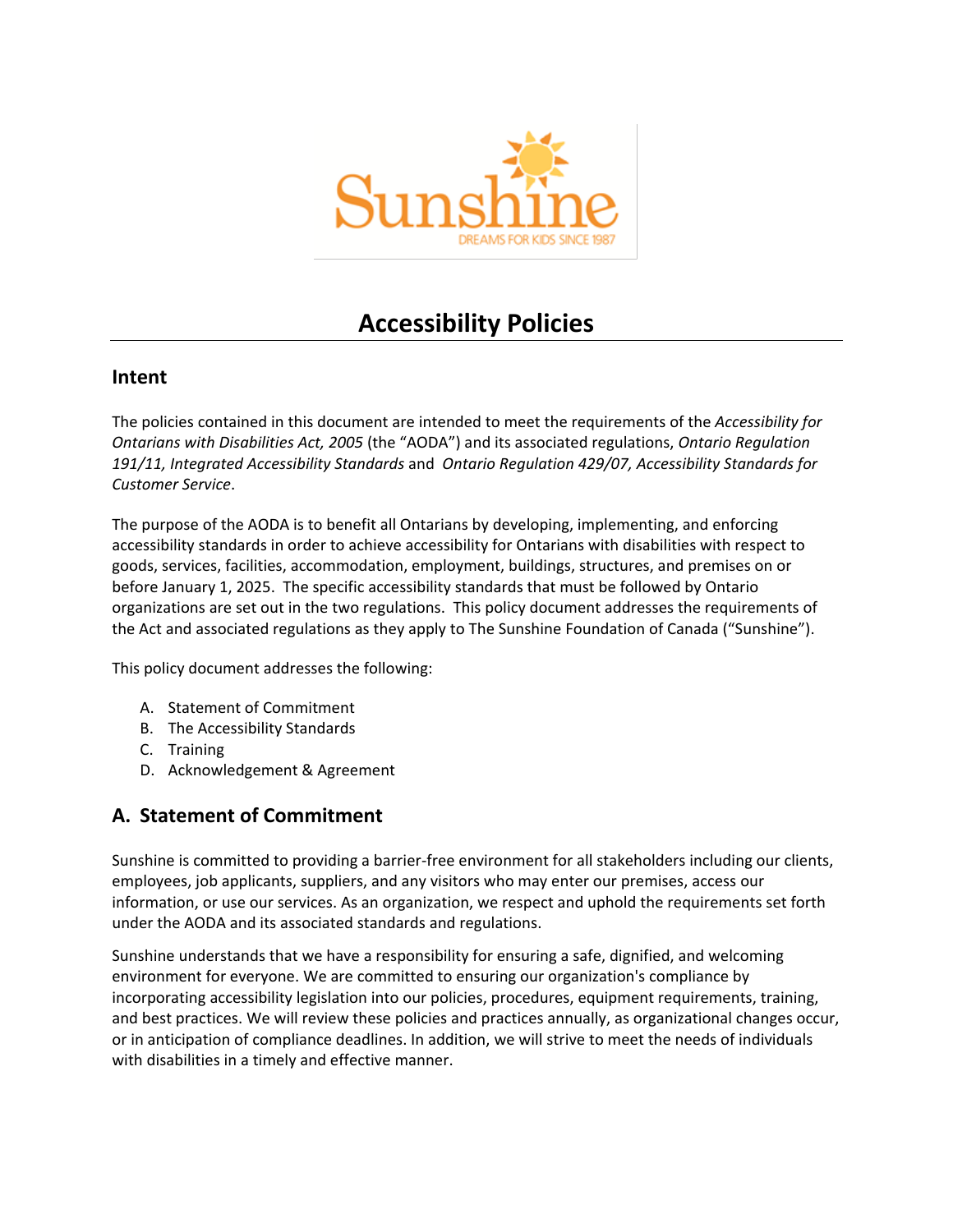# Accessibility Policies

## Intent

The policies contained in this document are intended to meet the requirements of the *Accessibility for Ontarians with Disabilities Act, 2005* (the "AODA") and its associated regulations, *Ontario Regulation 191/11, Integrated Accessibility Standards* and *Ontario Regulation 429/07, Accessibility Standards for Customer Service*.

The purpose of the AODA is to benefit all Ontarians by developing, implementing, and enforcing accessibility standards in order to achieve accessibility for Ontarians with disabilities with respect to goods, services, facilities, accommodation, employment, buildings, structures, and premises on or before January 1, 2025. The specific accessibility standards that must be followed by Ontario organizations are set out in the two regulations. This policy document addresses the requirements of the Act and associated regulations as they apply to The Sunshine Foundation of Canada ("Sunshine").

This policy document addresses the following:

A. Statement of Commitment
B. The Accessibility Standards
C. Training
D. Acknowledgement & Agreement

## A. Statement of Commitment

Sunshine is committed to providing a barrier-free environment for all stakeholders including our clients, employees, job applicants, suppliers, and any visitors who may enter our premises, access our information, or use our services. As an organization, we respect and uphold the requirements set forth under the AODA and its associated standards and regulations.

Sunshine understands that we have a responsibility for ensuring a safe, dignified, and welcoming environment for everyone. We are committed to ensuring our organization's compliance by incorporating accessibility legislation into our policies, procedures, equipment requirements, training, and best practices. We will review these policies and practices annually, as organizational changes occur, or in anticipation of compliance deadlines. In addition, we will strive to meet the needs of individuals with disabilities in a timely and effective manner.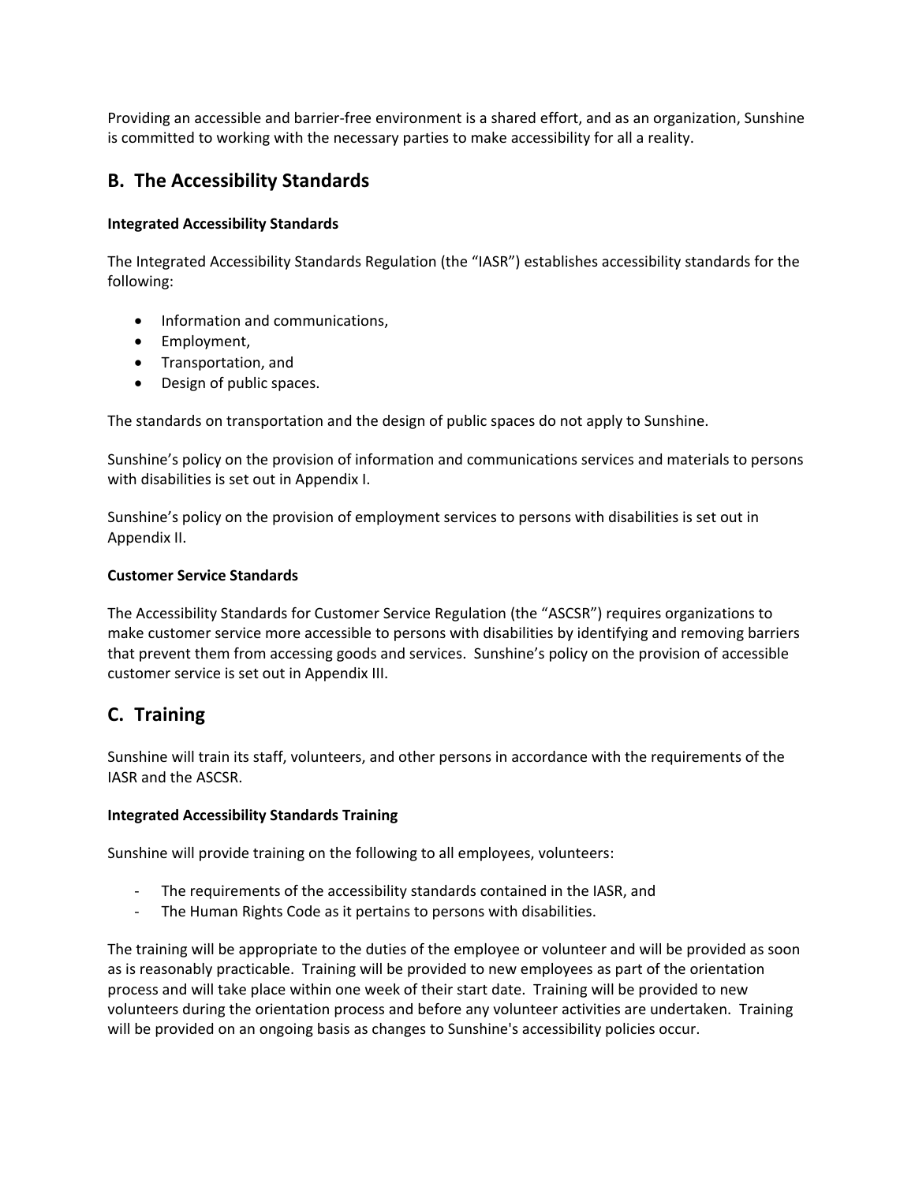Providing an accessible and barrier-free environment is a shared effort, and as an organization, Sunshine is committed to working with the necessary parties to make accessibility for all a reality.

## B. The Accessibility Standards

**Integrated Accessibility Standards**

The Integrated Accessibility Standards Regulation (the "IASR") establishes accessibility standards for the following:

- Information and communications,
- Employment,
- Transportation, and
- Design of public spaces.

The standards on transportation and the design of public spaces do not apply to Sunshine.

Sunshine's policy on the provision of information and communications services and materials to persons with disabilities is set out in Appendix I.

Sunshine's policy on the provision of employment services to persons with disabilities is set out in Appendix II.

**Customer Service Standards**

The Accessibility Standards for Customer Service Regulation (the "ASCSR") requires organizations to make customer service more accessible to persons with disabilities by identifying and removing barriers that prevent them from accessing goods and services. Sunshine's policy on the provision of accessible customer service is set out in Appendix III.

## C. Training

Sunshine will train its staff, volunteers, and other persons in accordance with the requirements of the IASR and the ASCSR.

**Integrated Accessibility Standards Training**

Sunshine will provide training on the following to all employees, volunteers:

- The requirements of the accessibility standards contained in the IASR, and
- The Human Rights Code as it pertains to persons with disabilities.

The training will be appropriate to the duties of the employee or volunteer and will be provided as soon as is reasonably practicable. Training will be provided to new employees as part of the orientation process and will take place within one week of their start date. Training will be provided to new volunteers during the orientation process and before any volunteer activities are undertaken. Training will be provided on an ongoing basis as changes to Sunshine's accessibility policies occur.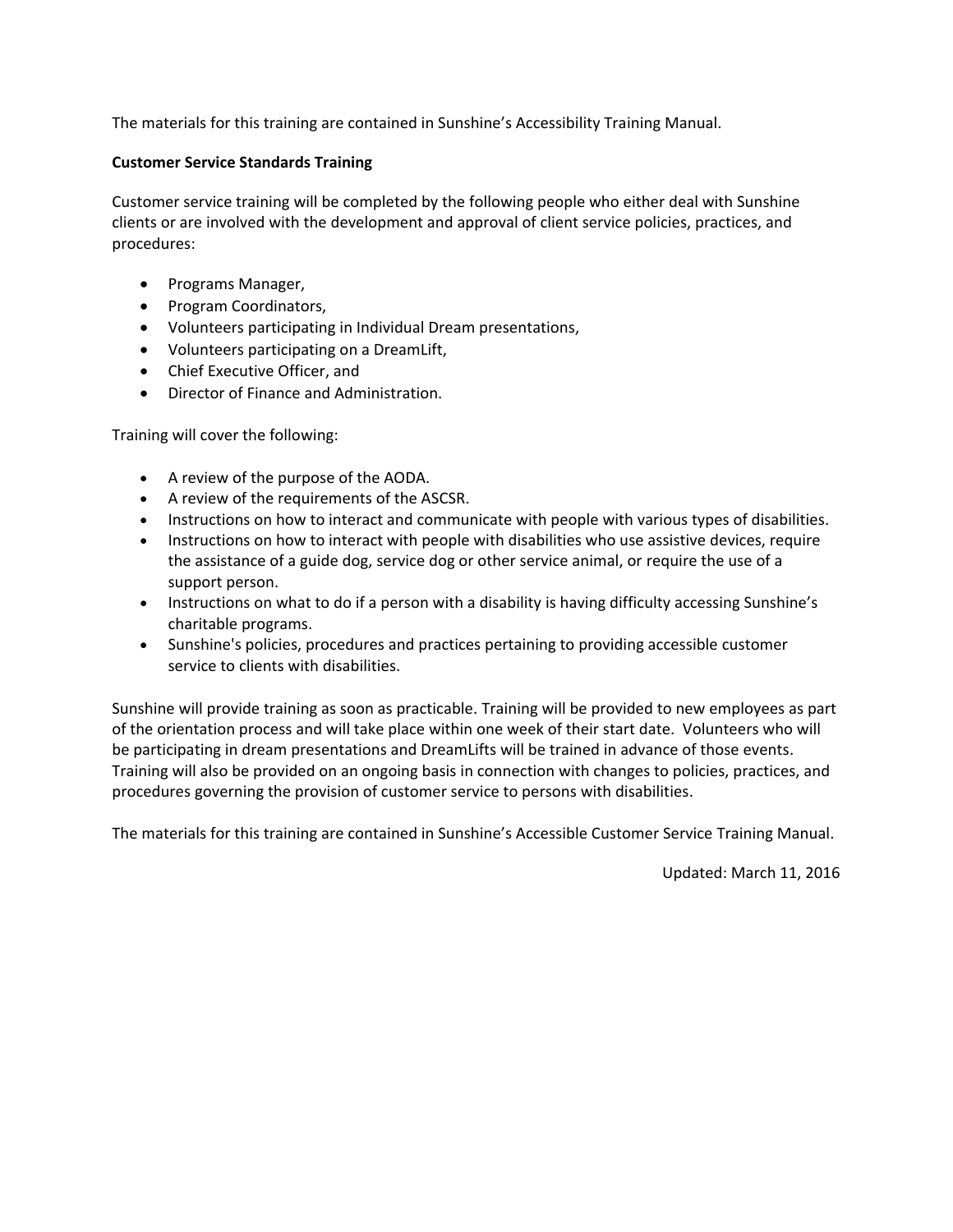The materials for this training are contained in Sunshine's Accessibility Training Manual.

**Customer Service Standards Training**

Customer service training will be completed by the following people who either deal with Sunshine clients or are involved with the development and approval of client service policies, practices, and procedures:

- Programs Manager,
- Program Coordinators,
- Volunteers participating in Individual Dream presentations,
- Volunteers participating on a DreamLift,
- Chief Executive Officer, and
- Director of Finance and Administration.

Training will cover the following:

- A review of the purpose of the AODA.
- A review of the requirements of the ASCSR.
- Instructions on how to interact and communicate with people with various types of disabilities.
- Instructions on how to interact with people with disabilities who use assistive devices, require the assistance of a guide dog, service dog or other service animal, or require the use of a support person.
- Instructions on what to do if a person with a disability is having difficulty accessing Sunshine's charitable programs.
- Sunshine's policies, procedures and practices pertaining to providing accessible customer service to clients with disabilities.

Sunshine will provide training as soon as practicable. Training will be provided to new employees as part of the orientation process and will take place within one week of their start date. Volunteers who will be participating in dream presentations and DreamLifts will be trained in advance of those events. Training will also be provided on an ongoing basis in connection with changes to policies, practices, and procedures governing the provision of customer service to persons with disabilities.

The materials for this training are contained in Sunshine's Accessible Customer Service Training Manual.

Updated: March 11, 2016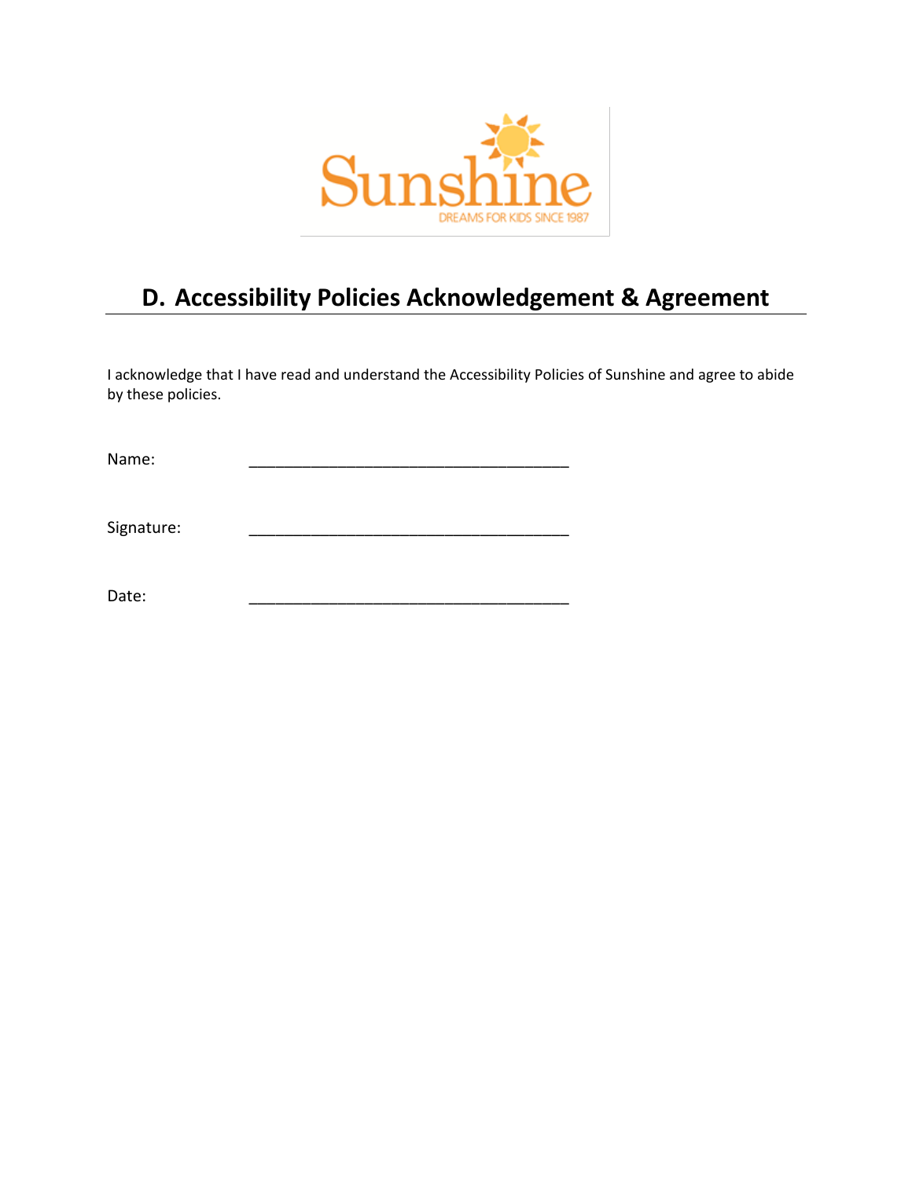# D. Accessibility Policies Acknowledgement & Agreement

I acknowledge that I have read and understand the Accessibility Policies of Sunshine and agree to abide by these policies.

Name: ____________________________________

Signature: ____________________________________

Date: ____________________________________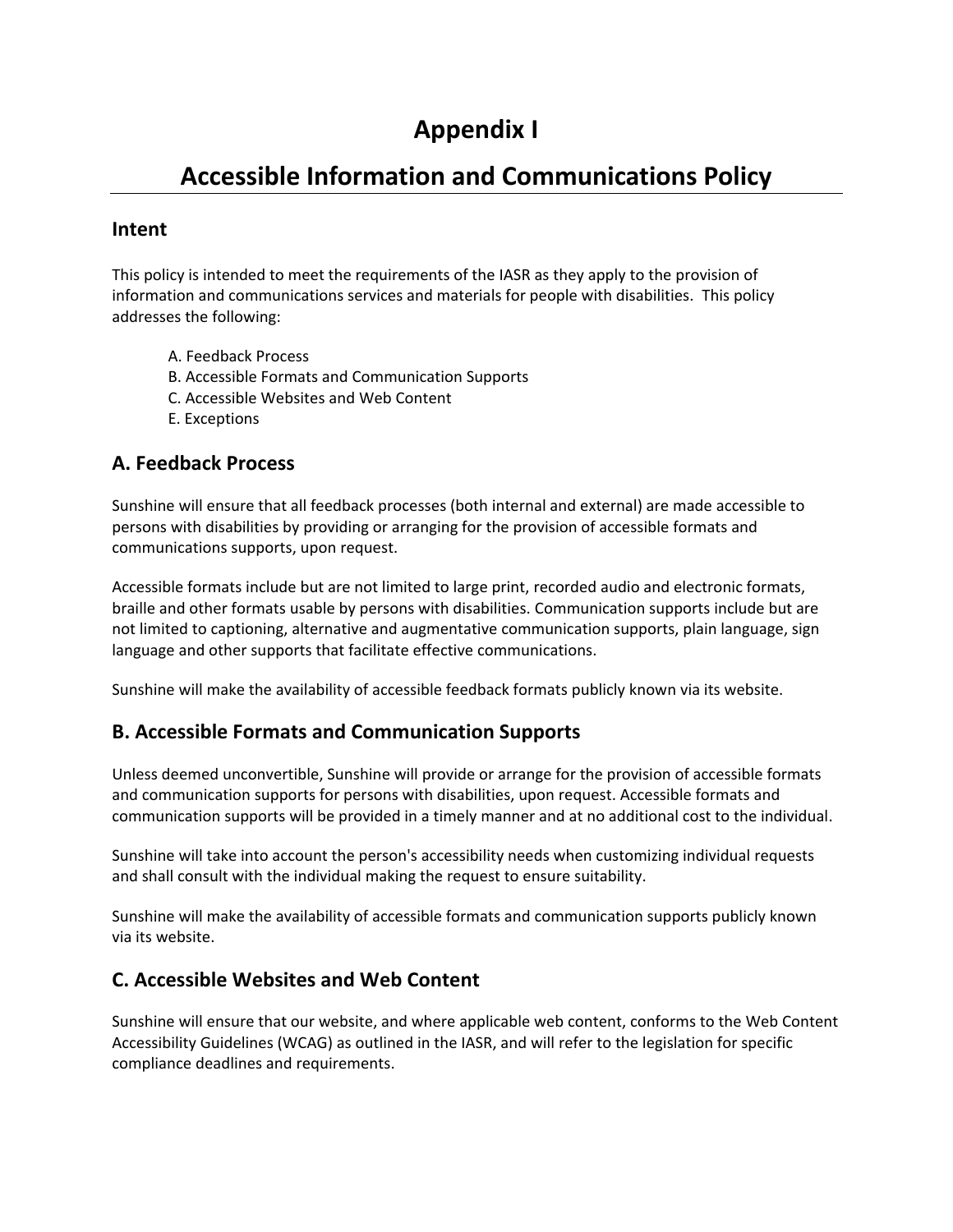# Appendix I

# Accessible Information and Communications Policy

## Intent

This policy is intended to meet the requirements of the IASR as they apply to the provision of information and communications services and materials for people with disabilities. This policy addresses the following:

A. Feedback Process
B. Accessible Formats and Communication Supports
C. Accessible Websites and Web Content
E. Exceptions

## A. Feedback Process

Sunshine will ensure that all feedback processes (both internal and external) are made accessible to persons with disabilities by providing or arranging for the provision of accessible formats and communications supports, upon request.

Accessible formats include but are not limited to large print, recorded audio and electronic formats, braille and other formats usable by persons with disabilities. Communication supports include but are not limited to captioning, alternative and augmentative communication supports, plain language, sign language and other supports that facilitate effective communications.

Sunshine will make the availability of accessible feedback formats publicly known via its website.

## B. Accessible Formats and Communication Supports

Unless deemed unconvertible, Sunshine will provide or arrange for the provision of accessible formats and communication supports for persons with disabilities, upon request. Accessible formats and communication supports will be provided in a timely manner and at no additional cost to the individual.

Sunshine will take into account the person's accessibility needs when customizing individual requests and shall consult with the individual making the request to ensure suitability.

Sunshine will make the availability of accessible formats and communication supports publicly known via its website.

## C. Accessible Websites and Web Content

Sunshine will ensure that our website, and where applicable web content, conforms to the Web Content Accessibility Guidelines (WCAG) as outlined in the IASR, and will refer to the legislation for specific compliance deadlines and requirements.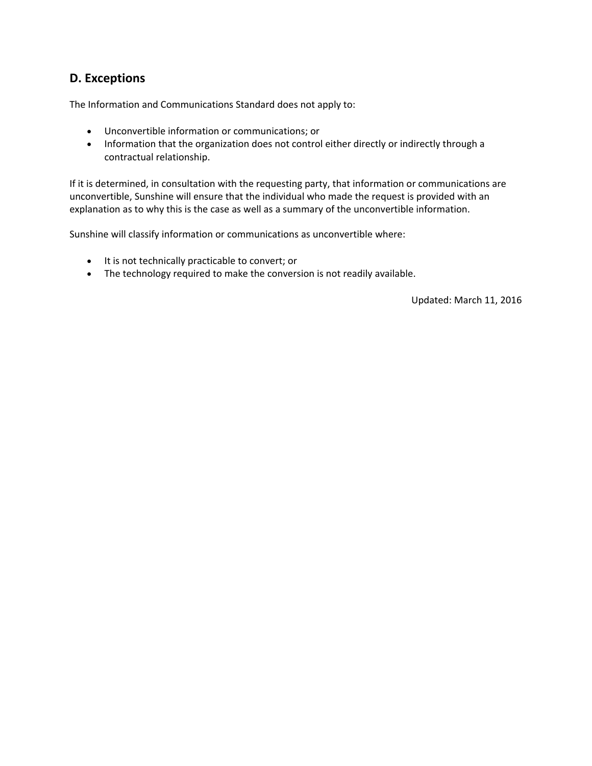## D. Exceptions

The Information and Communications Standard does not apply to:

- Unconvertible information or communications; or
- Information that the organization does not control either directly or indirectly through a contractual relationship.

If it is determined, in consultation with the requesting party, that information or communications are unconvertible, Sunshine will ensure that the individual who made the request is provided with an explanation as to why this is the case as well as a summary of the unconvertible information.

Sunshine will classify information or communications as unconvertible where:

- It is not technically practicable to convert; or
- The technology required to make the conversion is not readily available.

Updated: March 11, 2016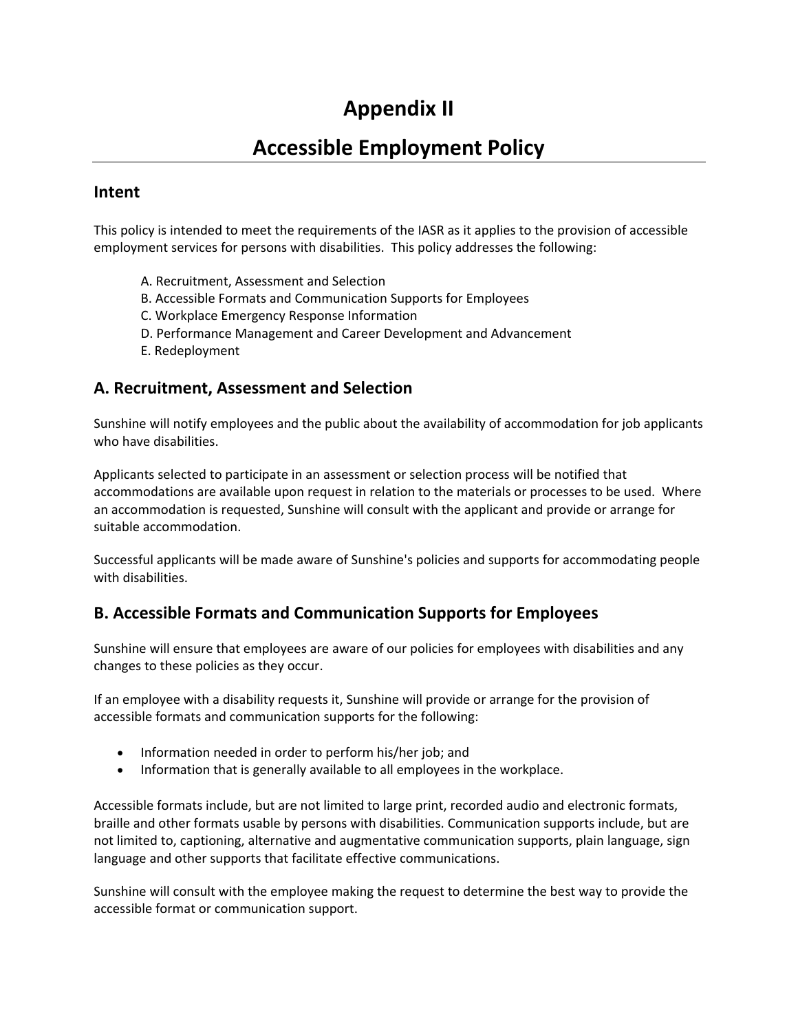# Appendix II

# Accessible Employment Policy

## Intent

This policy is intended to meet the requirements of the IASR as it applies to the provision of accessible employment services for persons with disabilities. This policy addresses the following:

A. Recruitment, Assessment and Selection
B. Accessible Formats and Communication Supports for Employees
C. Workplace Emergency Response Information
D. Performance Management and Career Development and Advancement
E. Redeployment

## A. Recruitment, Assessment and Selection

Sunshine will notify employees and the public about the availability of accommodation for job applicants who have disabilities.

Applicants selected to participate in an assessment or selection process will be notified that accommodations are available upon request in relation to the materials or processes to be used. Where an accommodation is requested, Sunshine will consult with the applicant and provide or arrange for suitable accommodation.

Successful applicants will be made aware of Sunshine's policies and supports for accommodating people with disabilities.

## B. Accessible Formats and Communication Supports for Employees

Sunshine will ensure that employees are aware of our policies for employees with disabilities and any changes to these policies as they occur.

If an employee with a disability requests it, Sunshine will provide or arrange for the provision of accessible formats and communication supports for the following:

- Information needed in order to perform his/her job; and
- Information that is generally available to all employees in the workplace.

Accessible formats include, but are not limited to large print, recorded audio and electronic formats, braille and other formats usable by persons with disabilities. Communication supports include, but are not limited to, captioning, alternative and augmentative communication supports, plain language, sign language and other supports that facilitate effective communications.

Sunshine will consult with the employee making the request to determine the best way to provide the accessible format or communication support.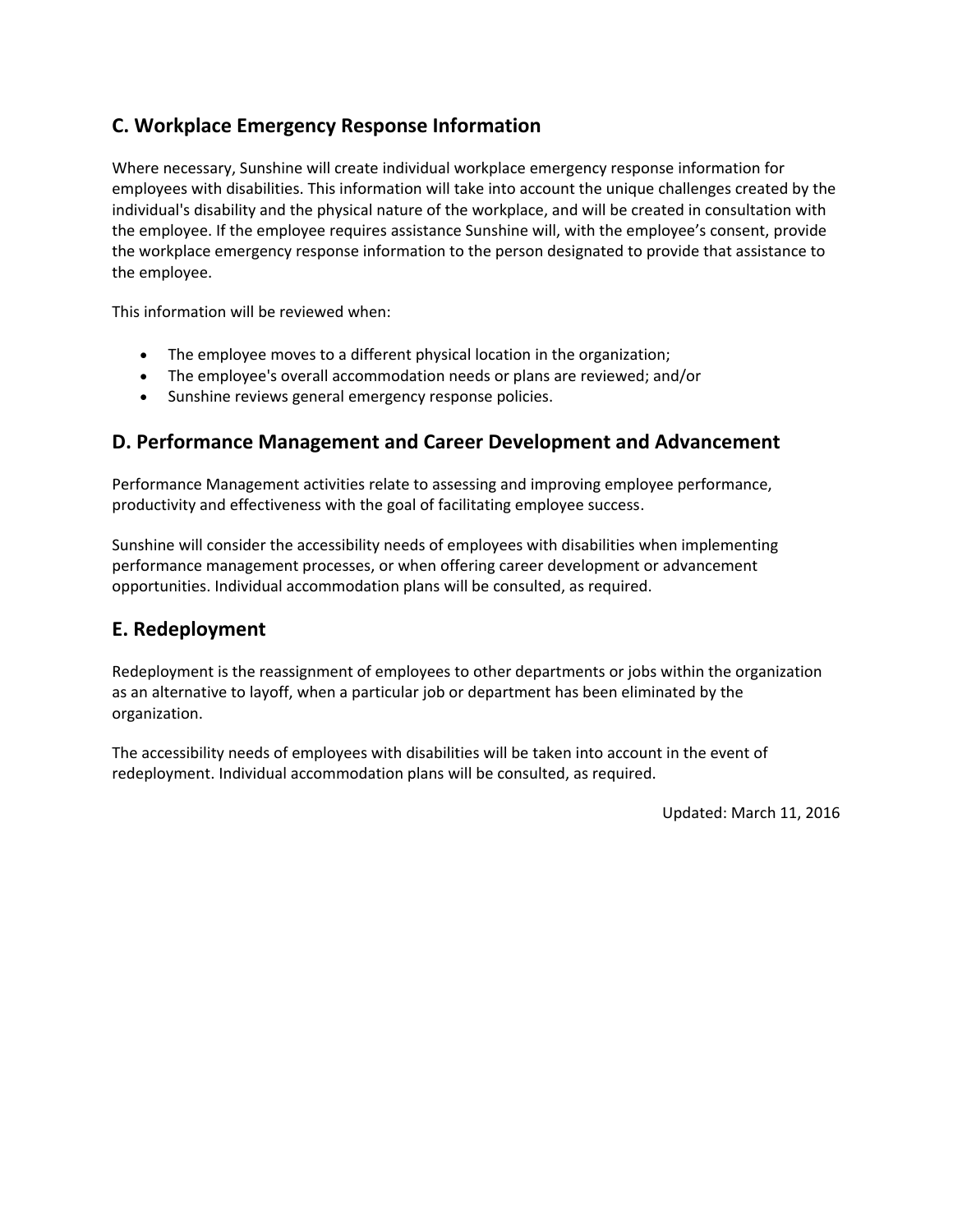## C. Workplace Emergency Response Information

Where necessary, Sunshine will create individual workplace emergency response information for employees with disabilities. This information will take into account the unique challenges created by the individual's disability and the physical nature of the workplace, and will be created in consultation with the employee. If the employee requires assistance Sunshine will, with the employee's consent, provide the workplace emergency response information to the person designated to provide that assistance to the employee.

This information will be reviewed when:

- The employee moves to a different physical location in the organization;
- The employee's overall accommodation needs or plans are reviewed; and/or
- Sunshine reviews general emergency response policies.

## D. Performance Management and Career Development and Advancement

Performance Management activities relate to assessing and improving employee performance, productivity and effectiveness with the goal of facilitating employee success.

Sunshine will consider the accessibility needs of employees with disabilities when implementing performance management processes, or when offering career development or advancement opportunities. Individual accommodation plans will be consulted, as required.

## E. Redeployment

Redeployment is the reassignment of employees to other departments or jobs within the organization as an alternative to layoff, when a particular job or department has been eliminated by the organization.

The accessibility needs of employees with disabilities will be taken into account in the event of redeployment. Individual accommodation plans will be consulted, as required.

Updated: March 11, 2016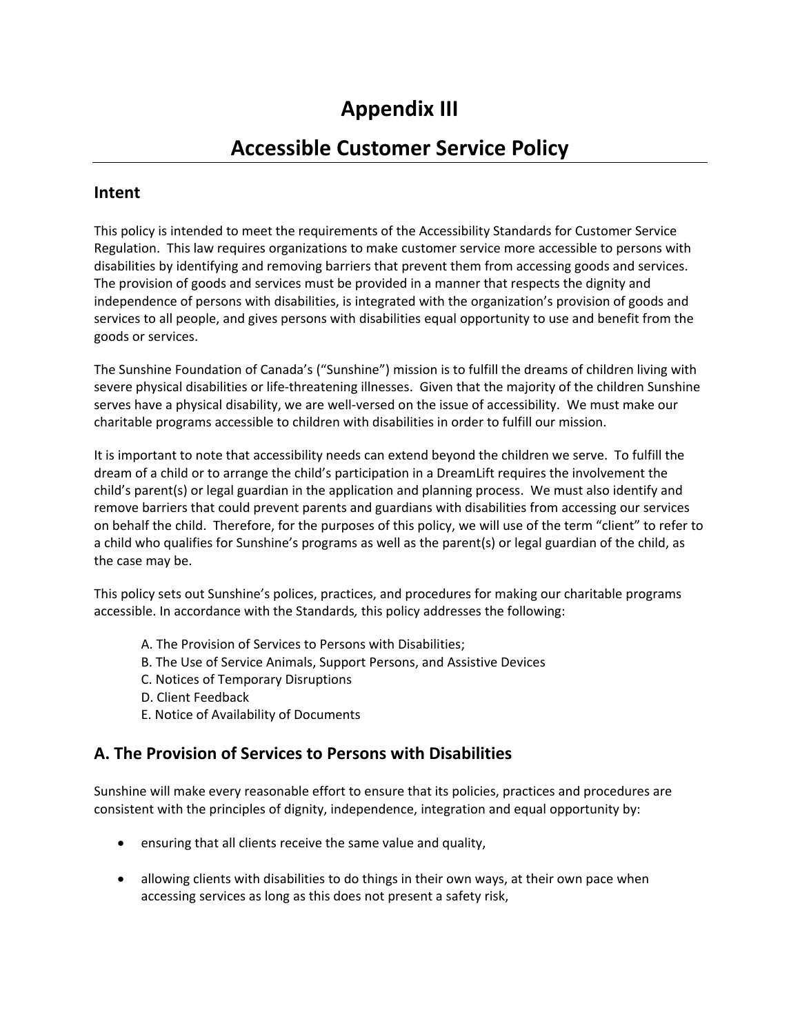# Appendix III

# Accessible Customer Service Policy

## Intent

This policy is intended to meet the requirements of the Accessibility Standards for Customer Service Regulation. This law requires organizations to make customer service more accessible to persons with disabilities by identifying and removing barriers that prevent them from accessing goods and services. The provision of goods and services must be provided in a manner that respects the dignity and independence of persons with disabilities, is integrated with the organization's provision of goods and services to all people, and gives persons with disabilities equal opportunity to use and benefit from the goods or services.

The Sunshine Foundation of Canada's ("Sunshine") mission is to fulfill the dreams of children living with severe physical disabilities or life-threatening illnesses. Given that the majority of the children Sunshine serves have a physical disability, we are well-versed on the issue of accessibility. We must make our charitable programs accessible to children with disabilities in order to fulfill our mission.

It is important to note that accessibility needs can extend beyond the children we serve. To fulfill the dream of a child or to arrange the child's participation in a DreamLift requires the involvement the child's parent(s) or legal guardian in the application and planning process. We must also identify and remove barriers that could prevent parents and guardians with disabilities from accessing our services on behalf the child. Therefore, for the purposes of this policy, we will use of the term "client" to refer to a child who qualifies for Sunshine's programs as well as the parent(s) or legal guardian of the child, as the case may be.

This policy sets out Sunshine's polices, practices, and procedures for making our charitable programs accessible. In accordance with the Standards*,* this policy addresses the following:

A. The Provision of Services to Persons with Disabilities;
B. The Use of Service Animals, Support Persons, and Assistive Devices
C. Notices of Temporary Disruptions
D. Client Feedback
E. Notice of Availability of Documents

## A. The Provision of Services to Persons with Disabilities

Sunshine will make every reasonable effort to ensure that its policies, practices and procedures are consistent with the principles of dignity, independence, integration and equal opportunity by:

- ensuring that all clients receive the same value and quality,
- allowing clients with disabilities to do things in their own ways, at their own pace when accessing services as long as this does not present a safety risk,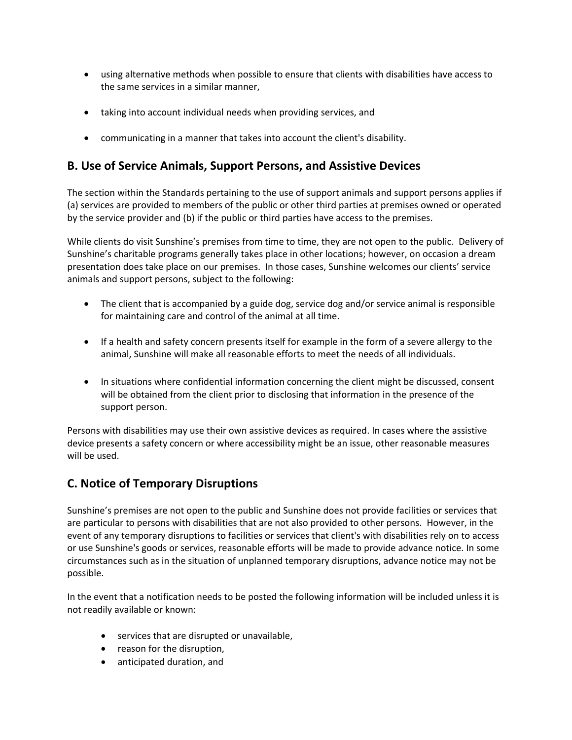- using alternative methods when possible to ensure that clients with disabilities have access to the same services in a similar manner,

- taking into account individual needs when providing services, and

- communicating in a manner that takes into account the client's disability.

## B. Use of Service Animals, Support Persons, and Assistive Devices

The section within the Standards pertaining to the use of support animals and support persons applies if (a) services are provided to members of the public or other third parties at premises owned or operated by the service provider and (b) if the public or third parties have access to the premises.

While clients do visit Sunshine's premises from time to time, they are not open to the public. Delivery of Sunshine's charitable programs generally takes place in other locations; however, on occasion a dream presentation does take place on our premises. In those cases, Sunshine welcomes our clients' service animals and support persons, subject to the following:

- The client that is accompanied by a guide dog, service dog and/or service animal is responsible for maintaining care and control of the animal at all time.

- If a health and safety concern presents itself for example in the form of a severe allergy to the animal, Sunshine will make all reasonable efforts to meet the needs of all individuals.

- In situations where confidential information concerning the client might be discussed, consent will be obtained from the client prior to disclosing that information in the presence of the support person.

Persons with disabilities may use their own assistive devices as required. In cases where the assistive device presents a safety concern or where accessibility might be an issue, other reasonable measures will be used.

## C. Notice of Temporary Disruptions

Sunshine's premises are not open to the public and Sunshine does not provide facilities or services that are particular to persons with disabilities that are not also provided to other persons. However, in the event of any temporary disruptions to facilities or services that client's with disabilities rely on to access or use Sunshine's goods or services, reasonable efforts will be made to provide advance notice. In some circumstances such as in the situation of unplanned temporary disruptions, advance notice may not be possible.

In the event that a notification needs to be posted the following information will be included unless it is not readily available or known:

- services that are disrupted or unavailable,
- reason for the disruption,
- anticipated duration, and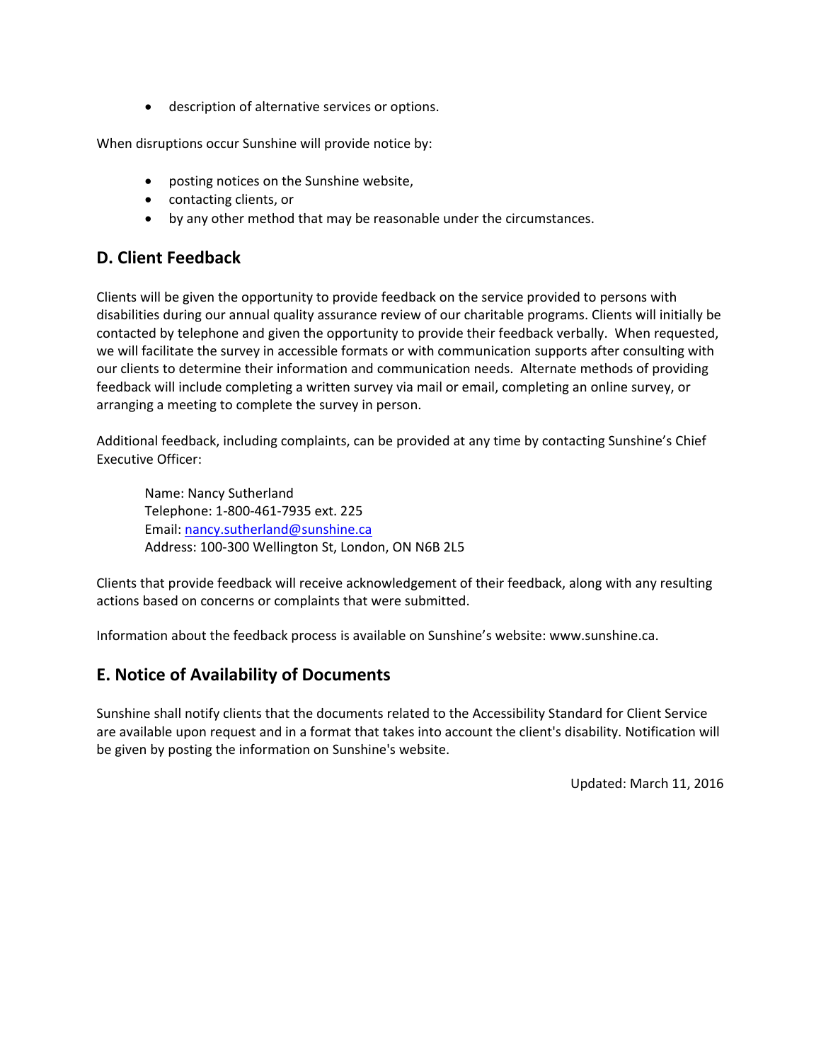- description of alternative services or options.

When disruptions occur Sunshine will provide notice by:

- posting notices on the Sunshine website,
- contacting clients, or
- by any other method that may be reasonable under the circumstances.

## D. Client Feedback

Clients will be given the opportunity to provide feedback on the service provided to persons with disabilities during our annual quality assurance review of our charitable programs. Clients will initially be contacted by telephone and given the opportunity to provide their feedback verbally. When requested, we will facilitate the survey in accessible formats or with communication supports after consulting with our clients to determine their information and communication needs. Alternate methods of providing feedback will include completing a written survey via mail or email, completing an online survey, or arranging a meeting to complete the survey in person.

Additional feedback, including complaints, can be provided at any time by contacting Sunshine's Chief Executive Officer:

Name: Nancy Sutherland
Telephone: 1-800-461-7935 ext. 225
Email: nancy.sutherland@sunshine.ca
Address: 100-300 Wellington St, London, ON N6B 2L5

Clients that provide feedback will receive acknowledgement of their feedback, along with any resulting actions based on concerns or complaints that were submitted.

Information about the feedback process is available on Sunshine's website: www.sunshine.ca.

## E. Notice of Availability of Documents

Sunshine shall notify clients that the documents related to the Accessibility Standard for Client Service are available upon request and in a format that takes into account the client's disability. Notification will be given by posting the information on Sunshine's website.

Updated: March 11, 2016